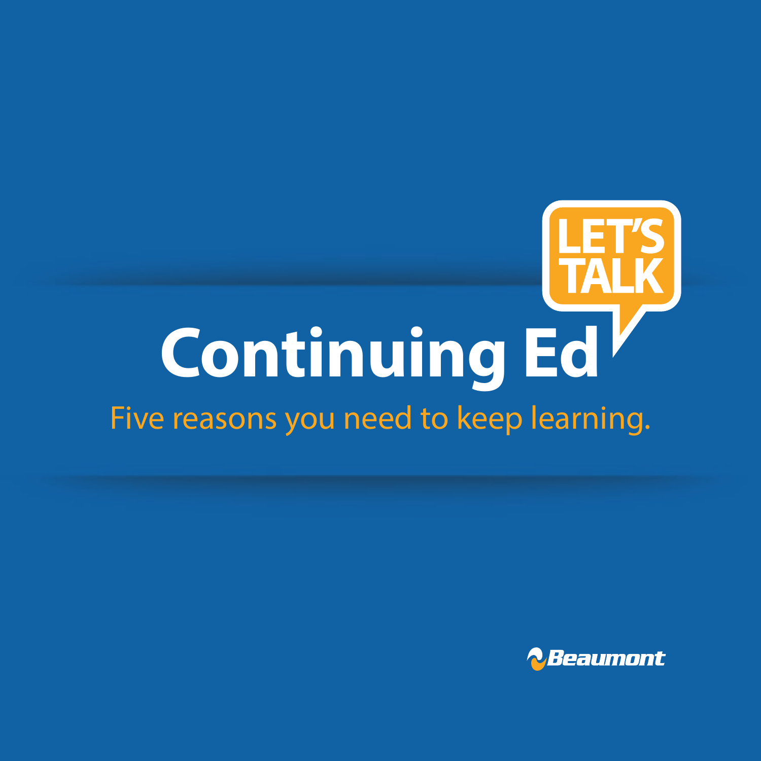LET'S TALK

# Continuing Ed

Five reasons you need to keep learning.

Beaumont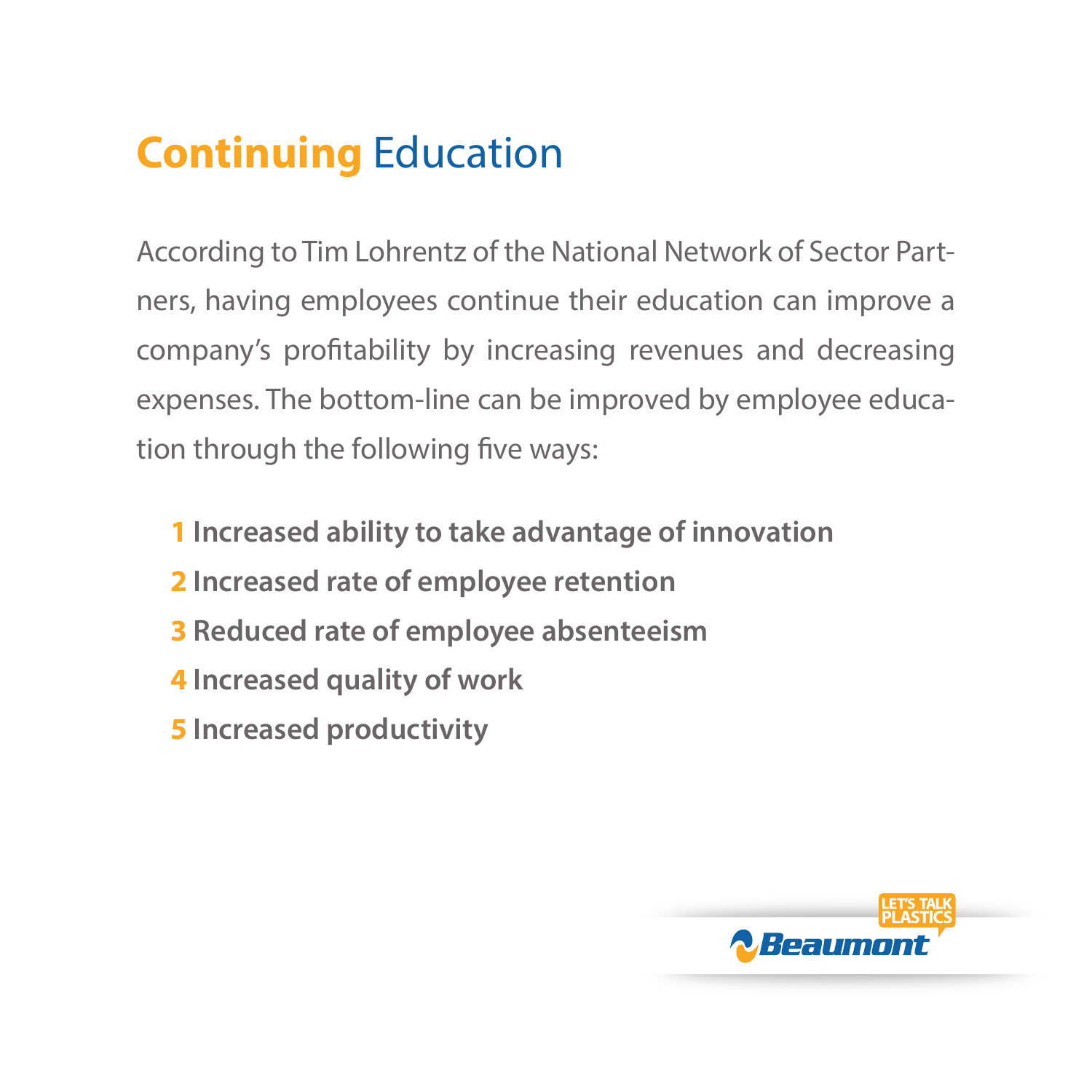# Continuing Education

According to Tim Lohrentz of the National Network of Sector Partners, having employees continue their education can improve a company's profitability by increasing revenues and decreasing expenses. The bottom-line can be improved by employee education through the following five ways:

1. **Increased ability to take advantage of innovation**
2. **Increased rate of employee retention**
3. **Reduced rate of employee absenteeism**
4. **Increased quality of work**
5. **Increased productivity**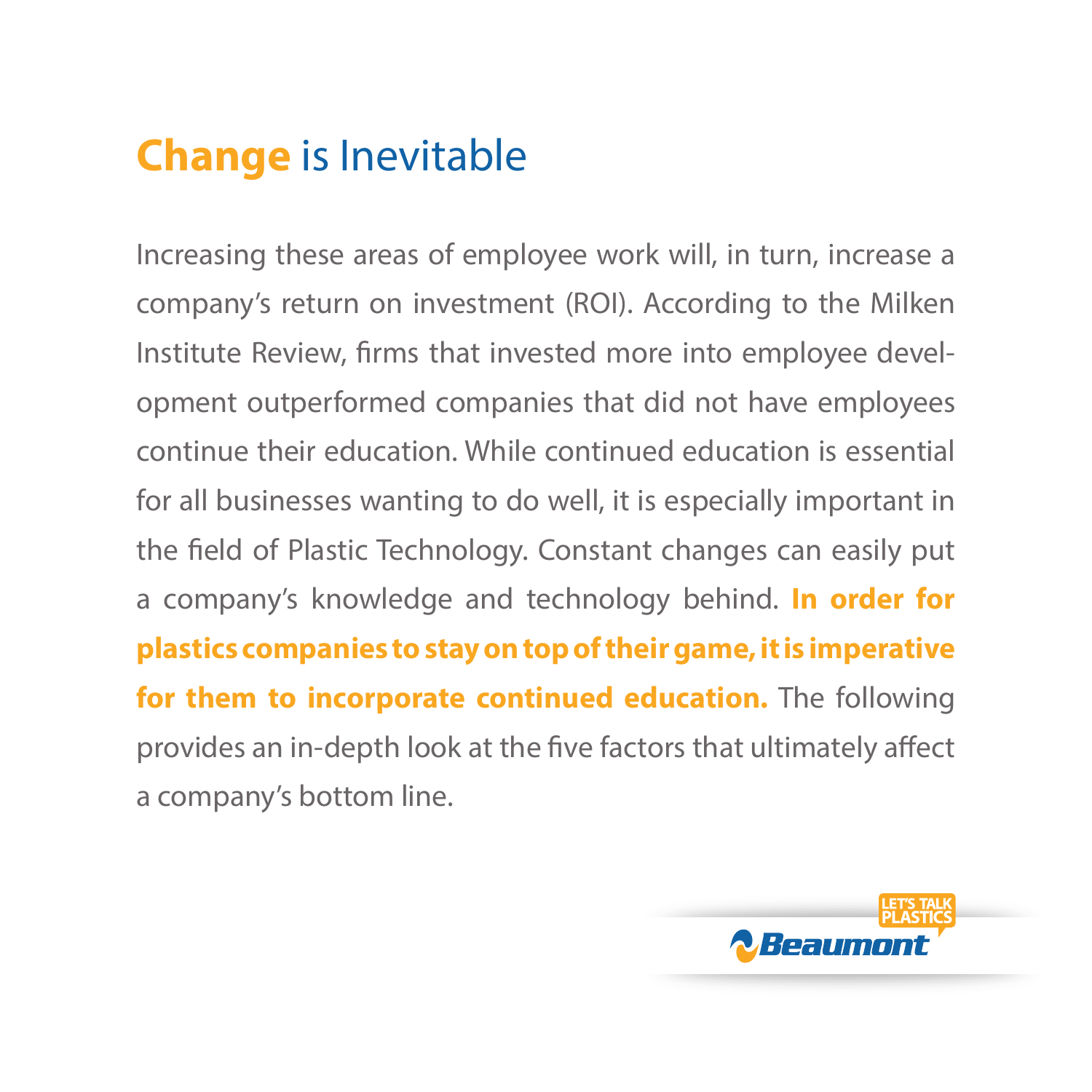# Change is Inevitable

Increasing these areas of employee work will, in turn, increase a company's return on investment (ROI). According to the Milken Institute Review, firms that invested more into employee development outperformed companies that did not have employees continue their education. While continued education is essential for all businesses wanting to do well, it is especially important in the field of Plastic Technology. Constant changes can easily put a company's knowledge and technology behind. **In order for plastics companies to stay on top of their game, it is imperative for them to incorporate continued education.** The following provides an in-depth look at the five factors that ultimately affect a company's bottom line.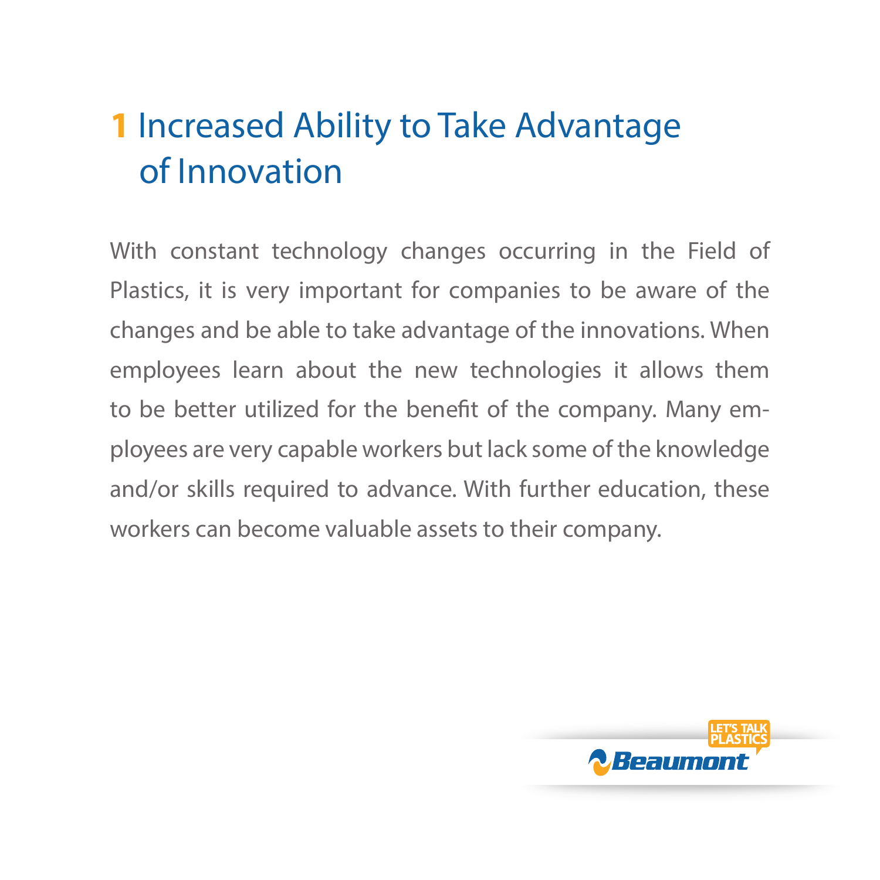# 1 Increased Ability to Take Advantage of Innovation

With constant technology changes occurring in the Field of Plastics, it is very important for companies to be aware of the changes and be able to take advantage of the innovations. When employees learn about the new technologies it allows them to be better utilized for the benefit of the company. Many employees are very capable workers but lack some of the knowledge and/or skills required to advance. With further education, these workers can become valuable assets to their company.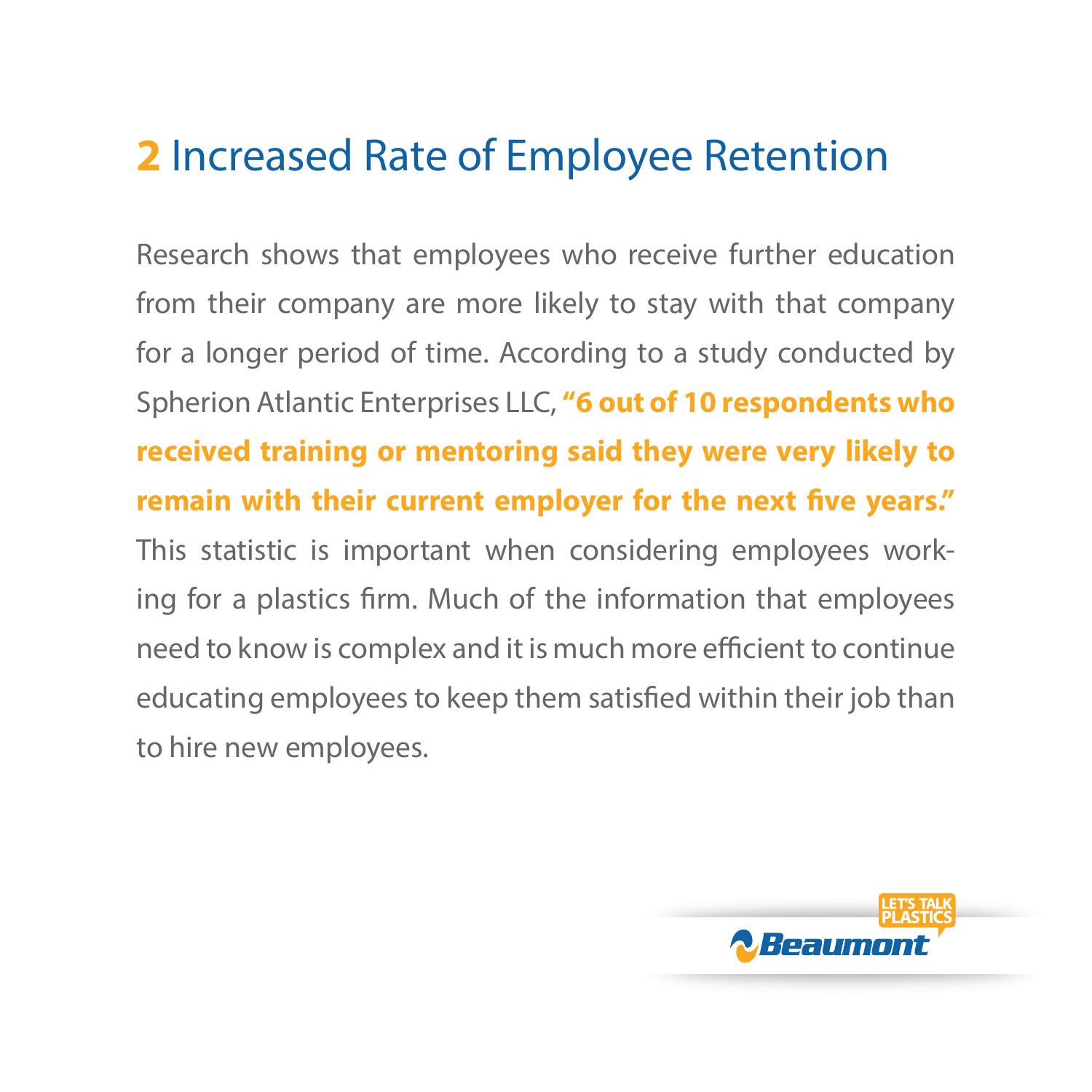## 2 Increased Rate of Employee Retention

Research shows that employees who receive further education from their company are more likely to stay with that company for a longer period of time. According to a study conducted by Spherion Atlantic Enterprises LLC, **"6 out of 10 respondents who received training or mentoring said they were very likely to remain with their current employer for the next five years."** This statistic is important when considering employees working for a plastics firm. Much of the information that employees need to know is complex and it is much more efficient to continue educating employees to keep them satisfied within their job than to hire new employees.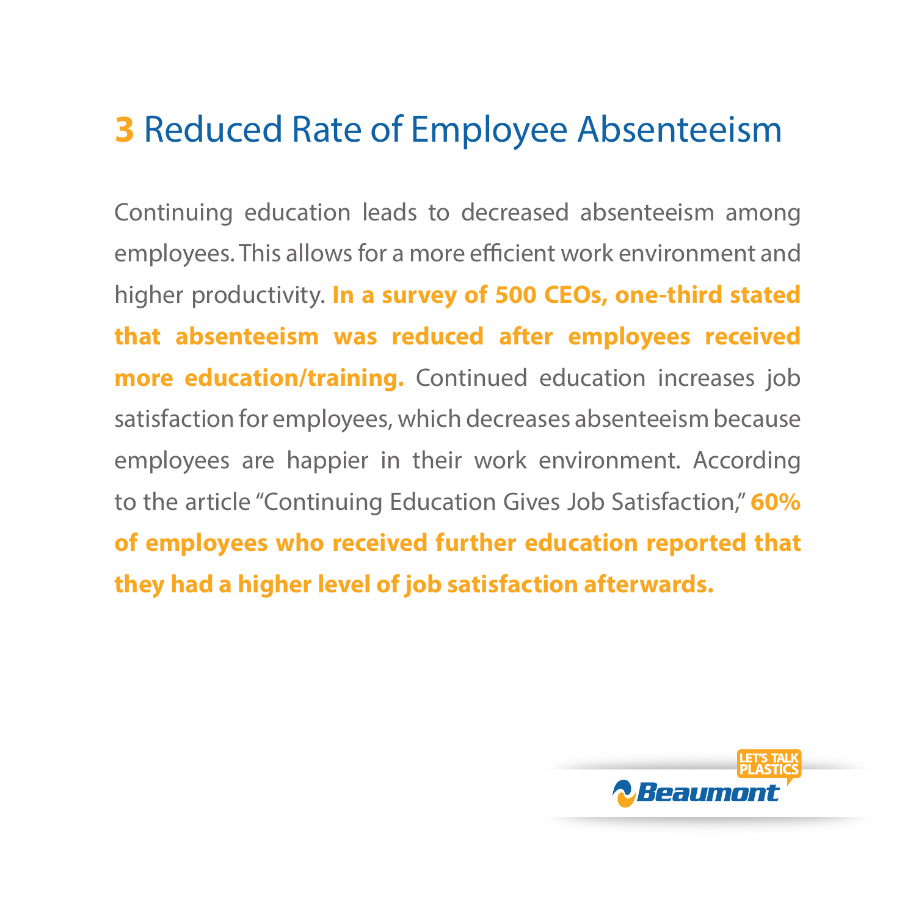# 3 Reduced Rate of Employee Absenteeism

Continuing education leads to decreased absenteeism among employees. This allows for a more efficient work environment and higher productivity. **In a survey of 500 CEOs, one-third stated that absenteeism was reduced after employees received more education/training.** Continued education increases job satisfaction for employees, which decreases absenteeism because employees are happier in their work environment. According to the article "Continuing Education Gives Job Satisfaction," **60% of employees who received further education reported that they had a higher level of job satisfaction afterwards.**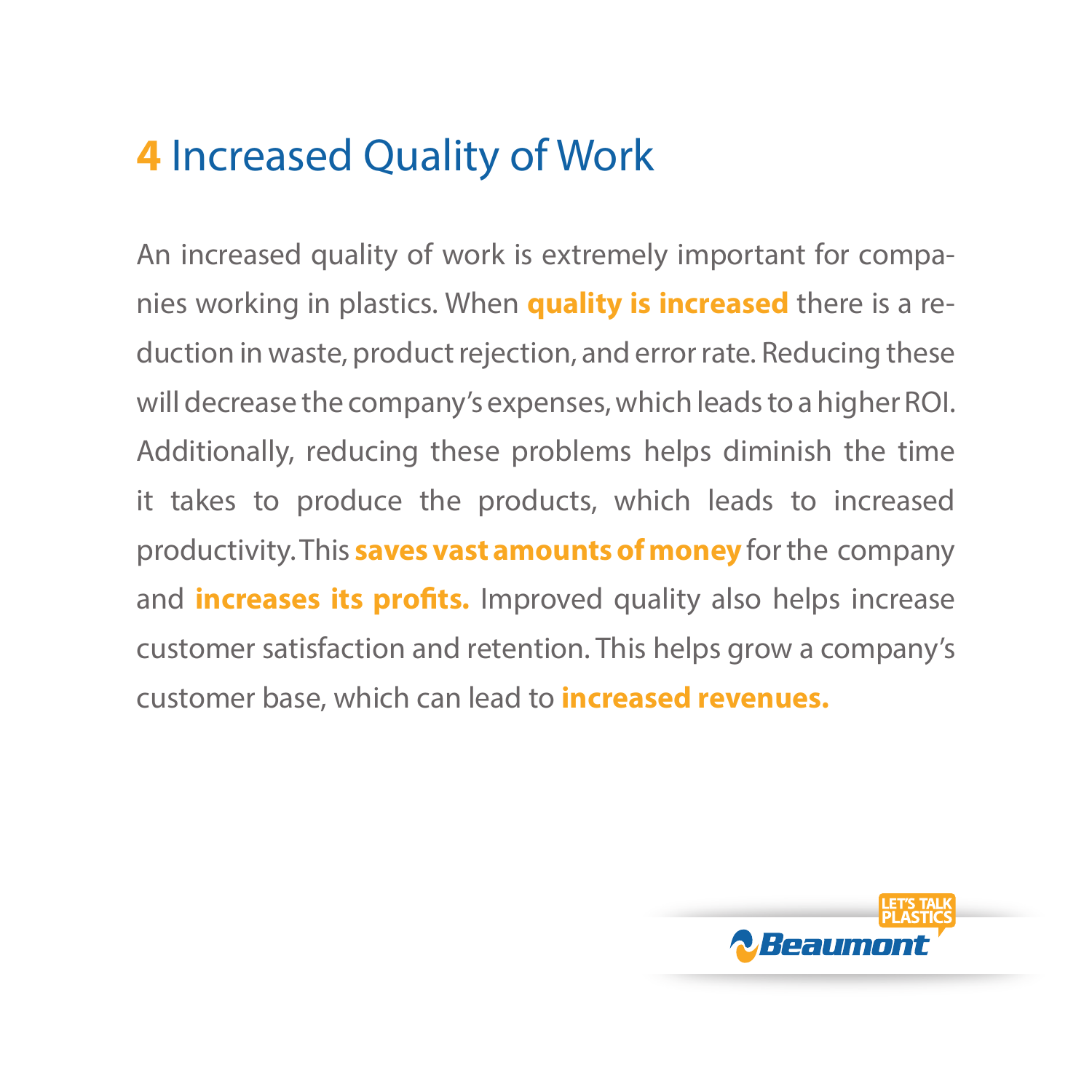## 4 Increased Quality of Work

An increased quality of work is extremely important for companies working in plastics. When **quality is increased** there is a reduction in waste, product rejection, and error rate. Reducing these will decrease the company's expenses, which leads to a higher ROI. Additionally, reducing these problems helps diminish the time it takes to produce the products, which leads to increased productivity. This **saves vast amounts of money** for the company and **increases its profits.** Improved quality also helps increase customer satisfaction and retention. This helps grow a company's customer base, which can lead to **increased revenues.**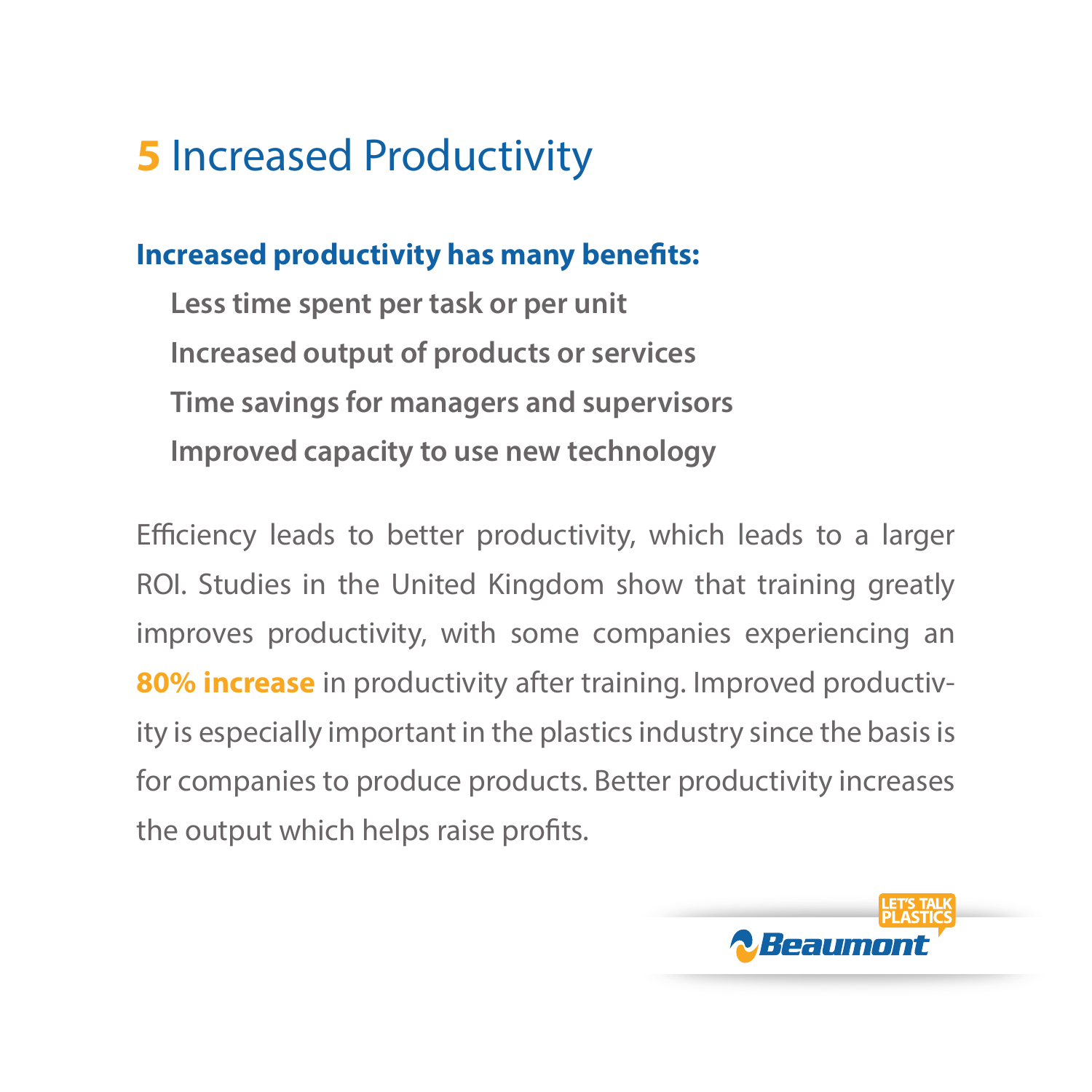# 5 Increased Productivity

**Increased productivity has many benefits:**

- **Less time spent per task or per unit**
- **Increased output of products or services**
- **Time savings for managers and supervisors**
- **Improved capacity to use new technology**

Efficiency leads to better productivity, which leads to a larger ROI. Studies in the United Kingdom show that training greatly improves productivity, with some companies experiencing an **80% increase** in productivity after training. Improved productivity is especially important in the plastics industry since the basis is for companies to produce products. Better productivity increases the output which helps raise profits.

LET'S TALK PLASTICS
Beaumont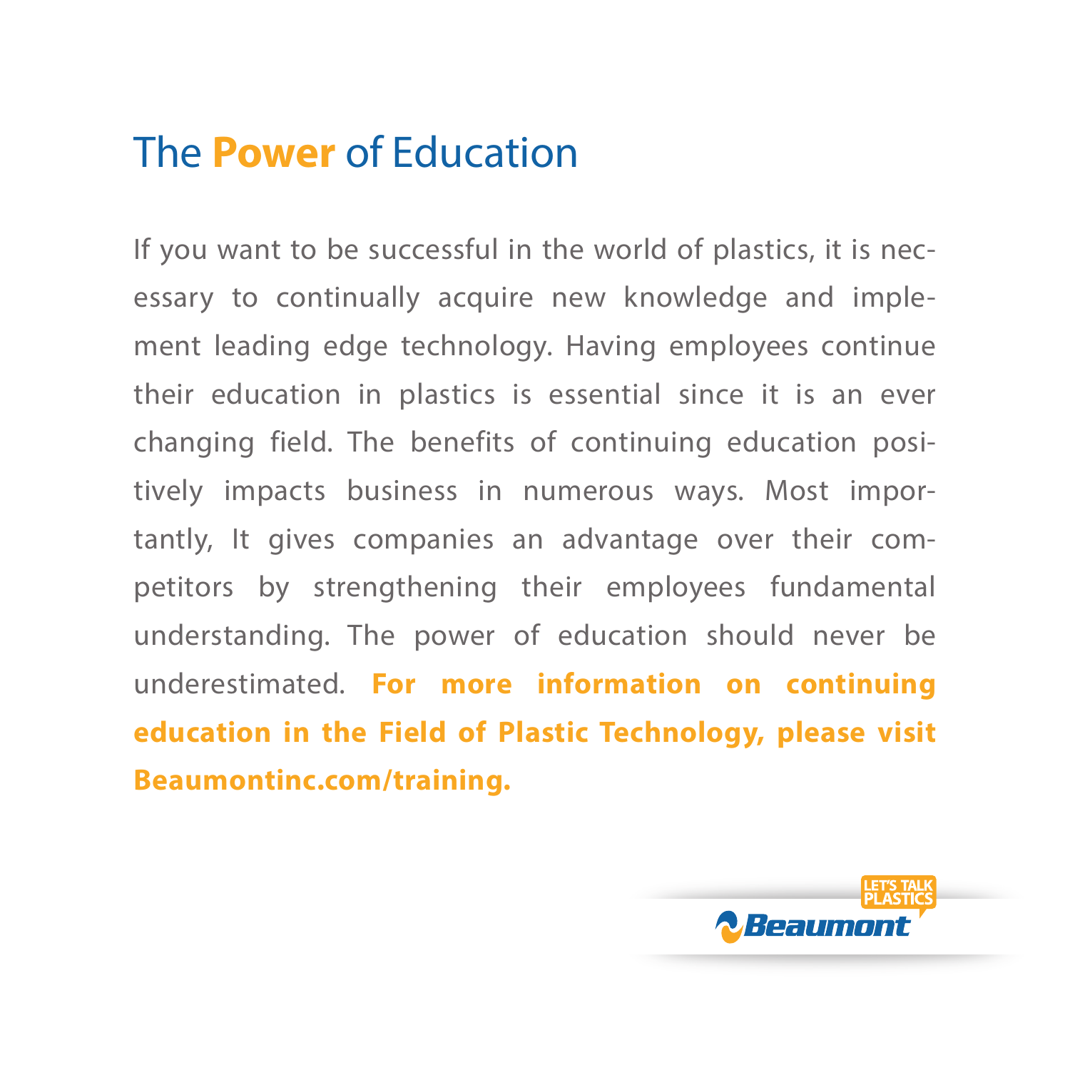# The **Power** of Education

If you want to be successful in the world of plastics, it is necessary to continually acquire new knowledge and implement leading edge technology. Having employees continue their education in plastics is essential since it is an ever changing field. The benefits of continuing education positively impacts business in numerous ways. Most importantly, It gives companies an advantage over their competitors by strengthening their employees fundamental understanding. The power of education should never be underestimated. **For more information on continuing education in the Field of Plastic Technology, please visit Beaumontinc.com/training.**

LET'S TALK PLASTICS

Beaumont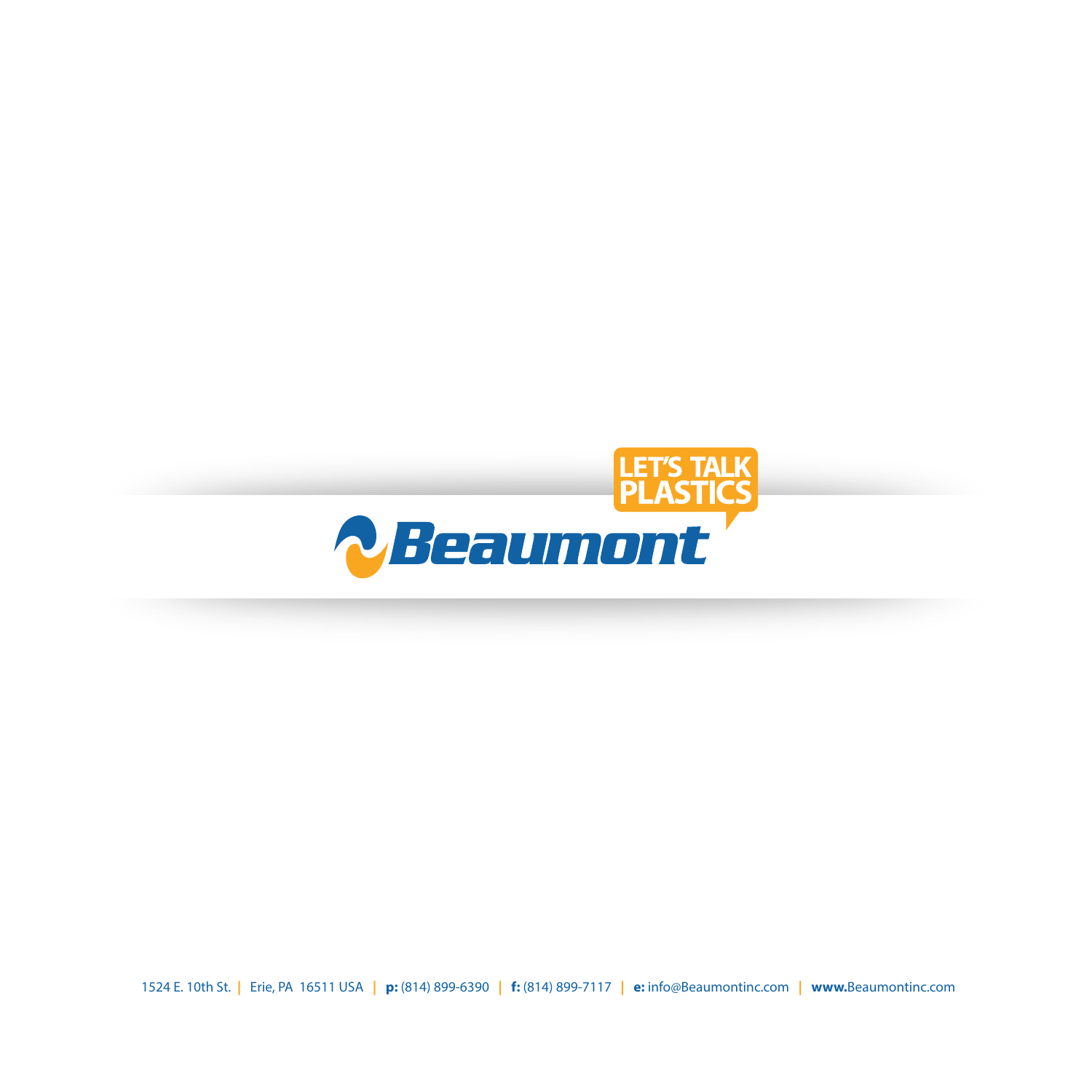LET'S TALK PLASTICS

Beaumont

1524 E. 10th St. | Erie, PA 16511 USA | **p:** (814) 899-6390 | **f:** (814) 899-7117 | **e:** info@Beaumontinc.com | **www.**Beaumontinc.com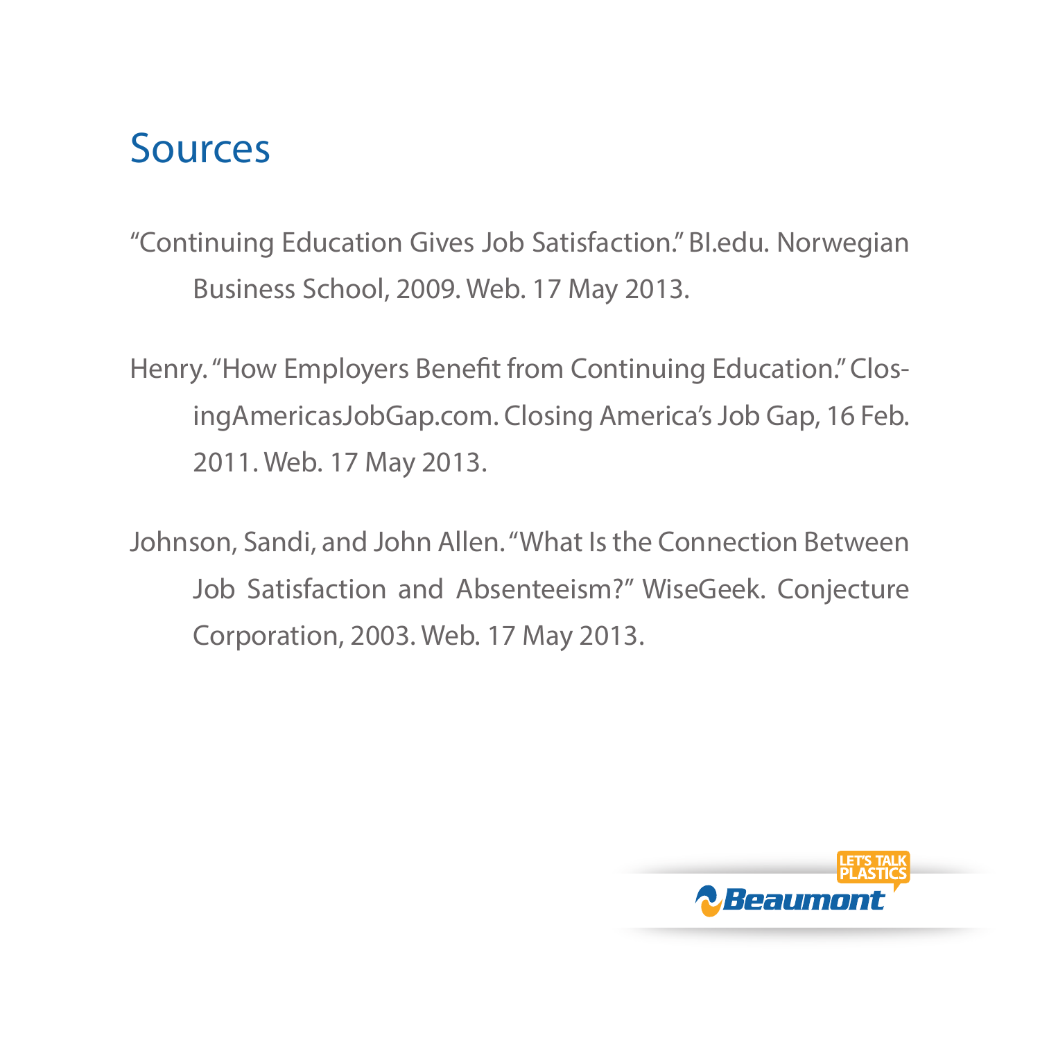# Sources

"Continuing Education Gives Job Satisfaction." BI.edu. Norwegian Business School, 2009. Web. 17 May 2013.

Henry. "How Employers Benefit from Continuing Education." ClosingAmericasJobGap.com. Closing America's Job Gap, 16 Feb. 2011. Web. 17 May 2013.

Johnson, Sandi, and John Allen. "What Is the Connection Between Job Satisfaction and Absenteeism?" WiseGeek. Conjecture Corporation, 2003. Web. 17 May 2013.

LET'S TALK PLASTICS

Beaumont